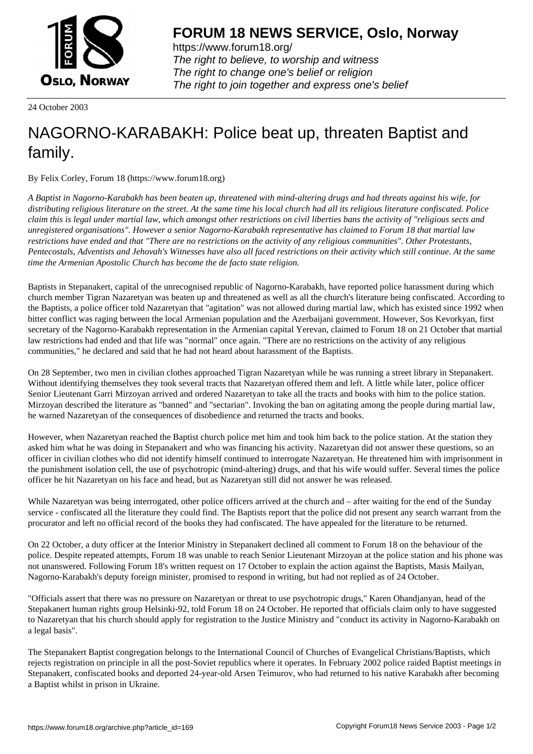**FORUM 18 NEWS SERVICE, Oslo, Norway**

https://www.forum18.org/
*The right to believe, to worship and witness*
*The right to change one's belief or religion*
*The right to join together and express one's belief*

24 October 2003

# NAGORNO-KARABAKH: Police beat up, threaten Baptist and family.

By Felix Corley, Forum 18 (https://www.forum18.org)

*A Baptist in Nagorno-Karabakh has been beaten up, threatened with mind-altering drugs and had threats against his wife, for distributing religious literature on the street. At the same time his local church had all its religious literature confiscated. Police claim this is legal under martial law, which amongst other restrictions on civil liberties bans the activity of "religious sects and unregistered organisations". However a senior Nagorno-Karabakh representative has claimed to Forum 18 that martial law restrictions have ended and that "There are no restrictions on the activity of any religious communities". Other Protestants, Pentecostals, Adventists and Jehovah's Witnesses have also all faced restrictions on their activity which still continue. At the same time the Armenian Apostolic Church has become the de facto state religion.*

Baptists in Stepanakert, capital of the unrecognised republic of Nagorno-Karabakh, have reported police harassment during which church member Tigran Nazaretyan was beaten up and threatened as well as all the church's literature being confiscated. According to the Baptists, a police officer told Nazaretyan that "agitation" was not allowed during martial law, which has existed since 1992 when bitter conflict was raging between the local Armenian population and the Azerbaijani government. However, Sos Kevorkyan, first secretary of the Nagorno-Karabakh representation in the Armenian capital Yerevan, claimed to Forum 18 on 21 October that martial law restrictions had ended and that life was "normal" once again. "There are no restrictions on the activity of any religious communities," he declared and said that he had not heard about harassment of the Baptists.

On 28 September, two men in civilian clothes approached Tigran Nazaretyan while he was running a street library in Stepanakert. Without identifying themselves they took several tracts that Nazaretyan offered them and left. A little while later, police officer Senior Lieutenant Garri Mirzoyan arrived and ordered Nazaretyan to take all the tracts and books with him to the police station. Mirzoyan described the literature as "banned" and "sectarian". Invoking the ban on agitating among the people during martial law, he warned Nazaretyan of the consequences of disobedience and returned the tracts and books.

However, when Nazaretyan reached the Baptist church police met him and took him back to the police station. At the station they asked him what he was doing in Stepanakert and who was financing his activity. Nazaretyan did not answer these questions, so an officer in civilian clothes who did not identify himself continued to interrogate Nazaretyan. He threatened him with imprisonment in the punishment isolation cell, the use of psychotropic (mind-altering) drugs, and that his wife would suffer. Several times the police officer he hit Nazaretyan on his face and head, but as Nazaretyan still did not answer he was released.

While Nazaretyan was being interrogated, other police officers arrived at the church and – after waiting for the end of the Sunday service - confiscated all the literature they could find. The Baptists report that the police did not present any search warrant from the procurator and left no official record of the books they had confiscated. The have appealed for the literature to be returned.

On 22 October, a duty officer at the Interior Ministry in Stepanakert declined all comment to Forum 18 on the behaviour of the police. Despite repeated attempts, Forum 18 was unable to reach Senior Lieutenant Mirzoyan at the police station and his phone was not unanswered. Following Forum 18's written request on 17 October to explain the action against the Baptists, Masis Mailyan, Nagorno-Karabakh's deputy foreign minister, promised to respond in writing, but had not replied as of 24 October.

"Officials assert that there was no pressure on Nazaretyan or threat to use psychotropic drugs," Karen Ohandjanyan, head of the Stepakanert human rights group Helsinki-92, told Forum 18 on 24 October. He reported that officials claim only to have suggested to Nazaretyan that his church should apply for registration to the Justice Ministry and "conduct its activity in Nagorno-Karabakh on a legal basis".

The Stepanakert Baptist congregation belongs to the International Council of Churches of Evangelical Christians/Baptists, which rejects registration on principle in all the post-Soviet republics where it operates. In February 2002 police raided Baptist meetings in Stepanakert, confiscated books and deported 24-year-old Arsen Teimurov, who had returned to his native Karabakh after becoming a Baptist whilst in prison in Ukraine.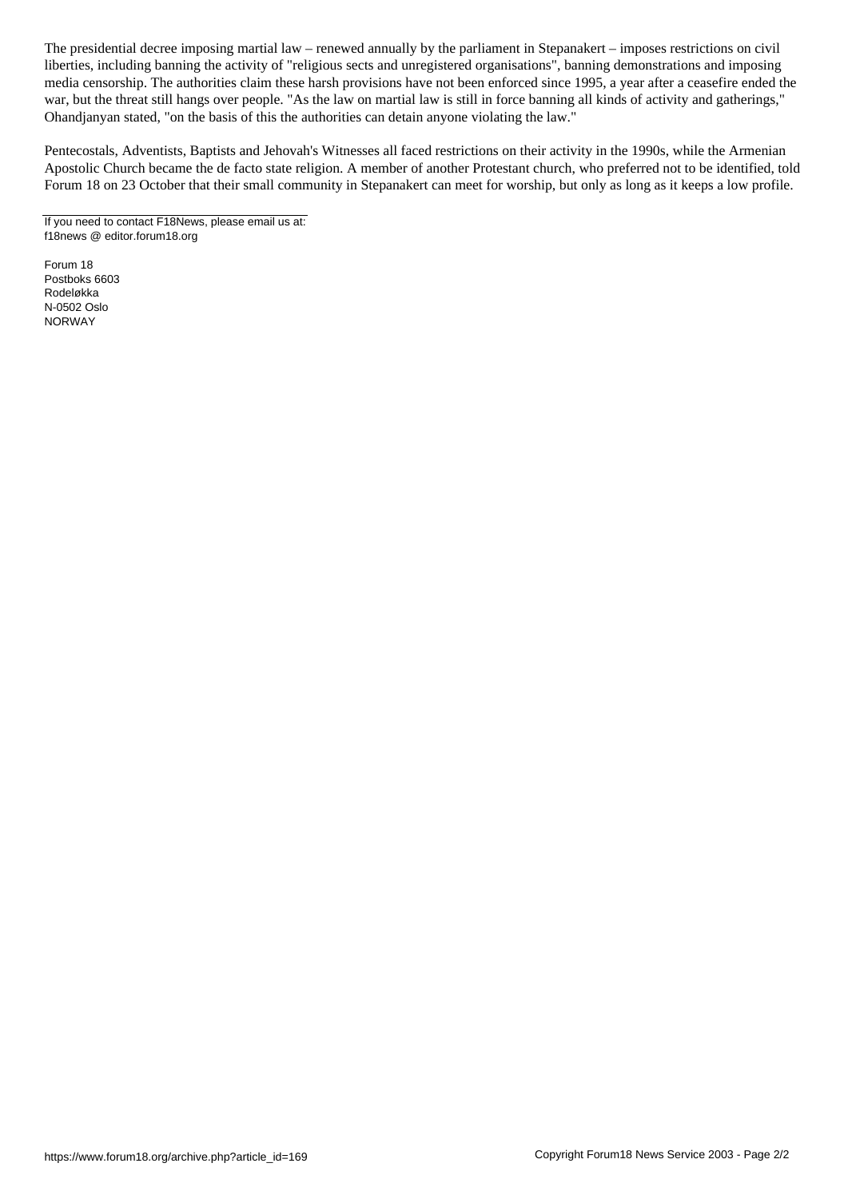The presidential decree imposing martial law – renewed annually by the parliament in Stepanakert – imposes restrictions on civil liberties, including banning the activity of "religious sects and unregistered organisations", banning demonstrations and imposing media censorship. The authorities claim these harsh provisions have not been enforced since 1995, a year after a ceasefire ended the war, but the threat still hangs over people. "As the law on martial law is still in force banning all kinds of activity and gatherings," Ohandjanyan stated, "on the basis of this the authorities can detain anyone violating the law."

Pentecostals, Adventists, Baptists and Jehovah's Witnesses all faced restrictions on their activity in the 1990s, while the Armenian Apostolic Church became the de facto state religion. A member of another Protestant church, who preferred not to be identified, told Forum 18 on 23 October that their small community in Stepanakert can meet for worship, but only as long as it keeps a low profile.

---

If you need to contact F18News, please email us at:
f18news @ editor.forum18.org

Forum 18
Postboks 6603
Rodeløkka
N-0502 Oslo
NORWAY